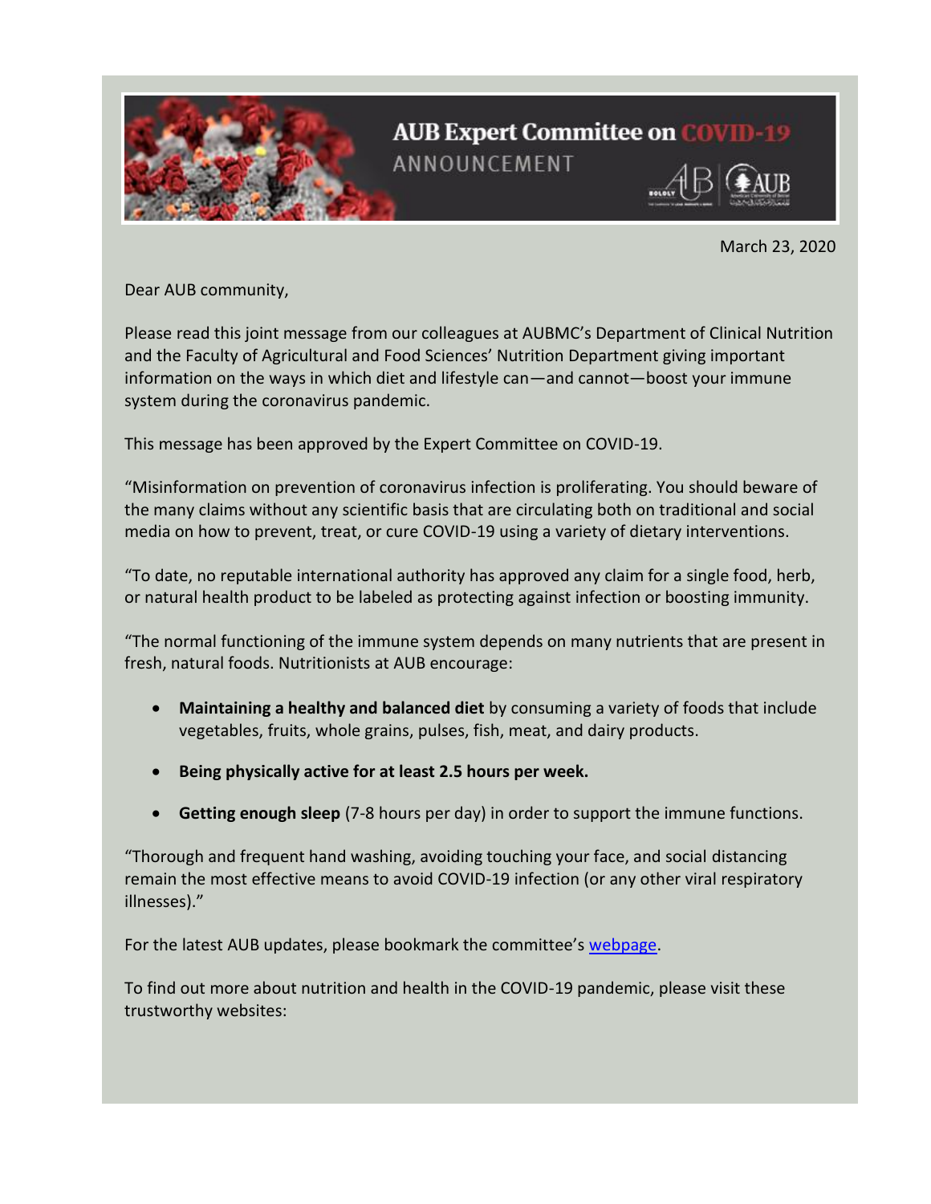# AUB Expert Committee on COVID-19

ANNOUNCEMENT

March 23, 2020

Dear AUB community,

Please read this joint message from our colleagues at AUBMC's Department of Clinical Nutrition and the Faculty of Agricultural and Food Sciences' Nutrition Department giving important information on the ways in which diet and lifestyle can—and cannot—boost your immune system during the coronavirus pandemic.

This message has been approved by the Expert Committee on COVID-19.

"Misinformation on prevention of coronavirus infection is proliferating. You should beware of the many claims without any scientific basis that are circulating both on traditional and social media on how to prevent, treat, or cure COVID-19 using a variety of dietary interventions.

"To date, no reputable international authority has approved any claim for a single food, herb, or natural health product to be labeled as protecting against infection or boosting immunity.

"The normal functioning of the immune system depends on many nutrients that are present in fresh, natural foods. Nutritionists at AUB encourage:

- **Maintaining a healthy and balanced diet** by consuming a variety of foods that include vegetables, fruits, whole grains, pulses, fish, meat, and dairy products.
- **Being physically active for at least 2.5 hours per week.**
- **Getting enough sleep** (7-8 hours per day) in order to support the immune functions.

"Thorough and frequent hand washing, avoiding touching your face, and social distancing remain the most effective means to avoid COVID-19 infection (or any other viral respiratory illnesses)."

For the latest AUB updates, please bookmark the committee's webpage.

To find out more about nutrition and health in the COVID-19 pandemic, please visit these trustworthy websites: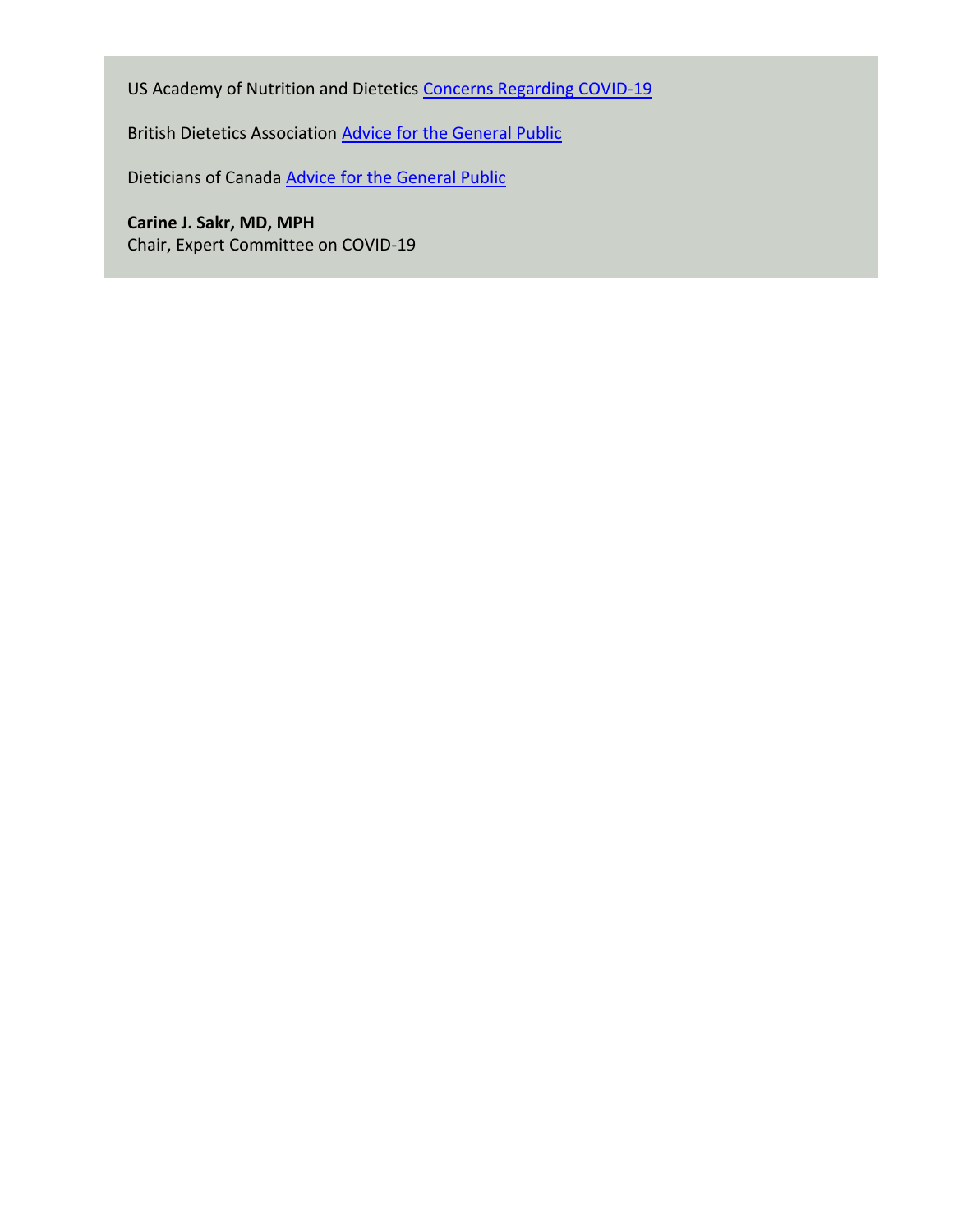US Academy of Nutrition and Dietetics Concerns Regarding COVID-19

British Dietetics Association Advice for the General Public

Dieticians of Canada Advice for the General Public

**Carine J. Sakr, MD, MPH**
Chair, Expert Committee on COVID-19